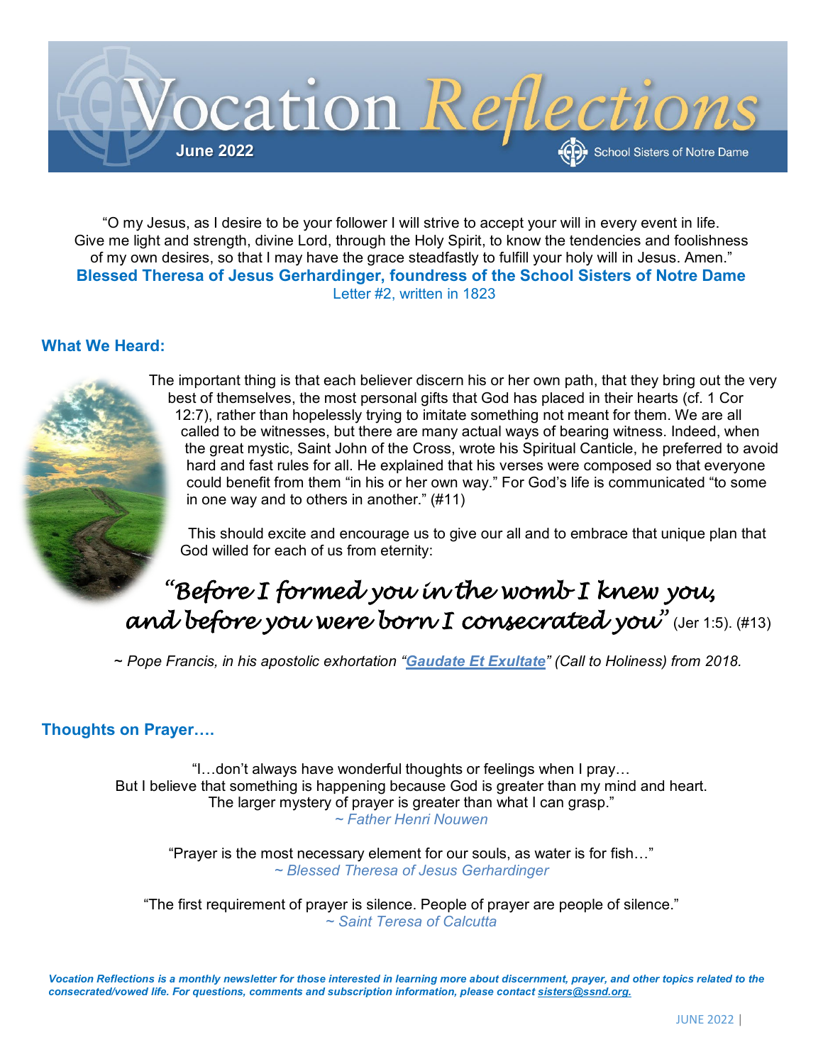# Vocation Reflections

June 2022

School Sisters of Notre Dame

"O my Jesus, as I desire to be your follower I will strive to accept your will in every event in life. Give me light and strength, divine Lord, through the Holy Spirit, to know the tendencies and foolishness of my own desires, so that I may have the grace steadfastly to fulfill your holy will in Jesus. Amen."

**Blessed Theresa of Jesus Gerhardinger, foundress of the School Sisters of Notre Dame**

Letter #2, written in 1823

## What We Heard:

The important thing is that each believer discern his or her own path, that they bring out the very best of themselves, the most personal gifts that God has placed in their hearts (cf. 1 Cor 12:7), rather than hopelessly trying to imitate something not meant for them. We are all called to be witnesses, but there are many actual ways of bearing witness. Indeed, when the great mystic, Saint John of the Cross, wrote his Spiritual Canticle, he preferred to avoid hard and fast rules for all. He explained that his verses were composed so that everyone could benefit from them "in his or her own way." For God's life is communicated "to some in one way and to others in another." (#11)

This should excite and encourage us to give our all and to embrace that unique plan that God willed for each of us from eternity:

*"Before I formed you in the womb I knew you, and before you were born I consecrated you"* (Jer 1:5). (#13)

~ *Pope Francis, in his apostolic exhortation "Gaudate Et Exultate" (Call to Holiness) from 2018.*

## Thoughts on Prayer….

"I…don't always have wonderful thoughts or feelings when I pray…
But I believe that something is happening because God is greater than my mind and heart.
The larger mystery of prayer is greater than what I can grasp."
*~ Father Henri Nouwen*

"Prayer is the most necessary element for our souls, as water is for fish…"
*~ Blessed Theresa of Jesus Gerhardinger*

"The first requirement of prayer is silence. People of prayer are people of silence."
*~ Saint Teresa of Calcutta*

***Vocation Reflections is a monthly newsletter for those interested in learning more about discernment, prayer, and other topics related to the consecrated/vowed life. For questions, comments and subscription information, please contact sisters@ssnd.org.***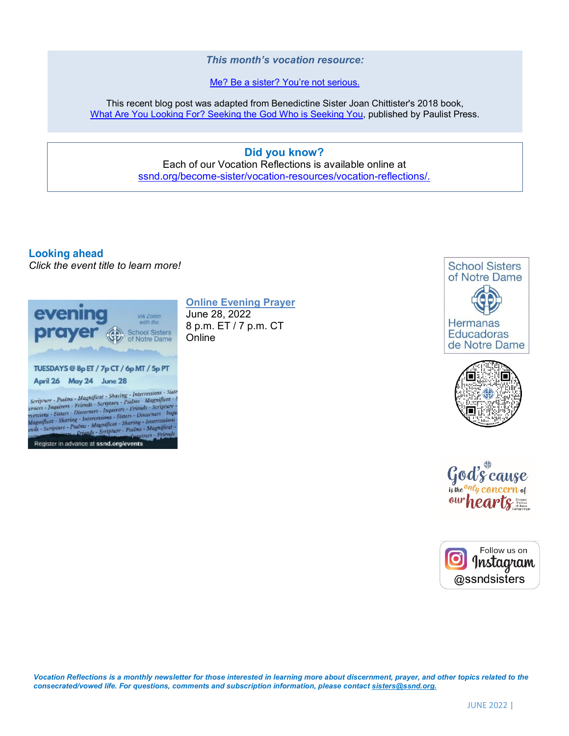***This month's vocation resource:***

[Me? Be a sister? You're not serious.]

This recent blog post was adapted from Benedictine Sister Joan Chittister's 2018 book, [What Are You Looking For? Seeking the God Who is Seeking You], published by Paulist Press.

## Did you know?

Each of our Vocation Reflections is available online at [ssnd.org/become-sister/vocation-resources/vocation-reflections/.]

## Looking ahead

*Click the event title to learn more!*

**[Online Evening Prayer]**
June 28, 2022
8 p.m. ET / 7 p.m. CT
Online

*Vocation Reflections is a monthly newsletter for those interested in learning more about discernment, prayer, and other topics related to the consecrated/vowed life. For questions, comments and subscription information, please contact sisters@ssnd.org.*